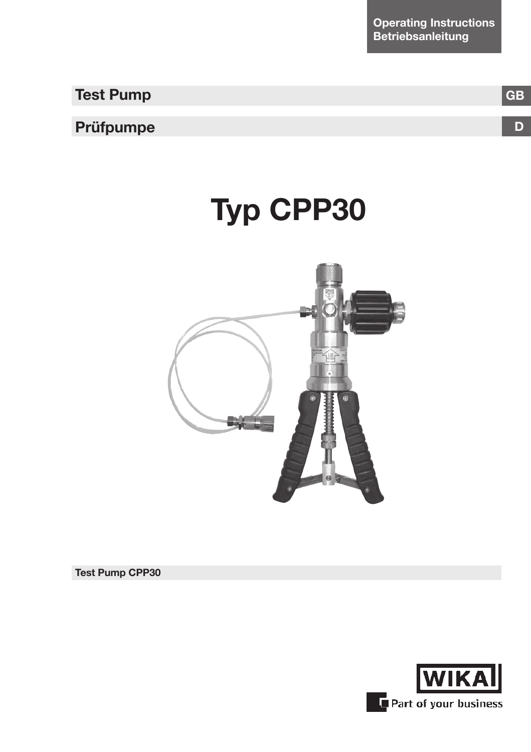Operating Instructions
Betriebsanleitung

## Test Pump GB

## Prüfpumpe D

# Typ CPP30

**Test Pump CPP30**

WIKA

Part of your business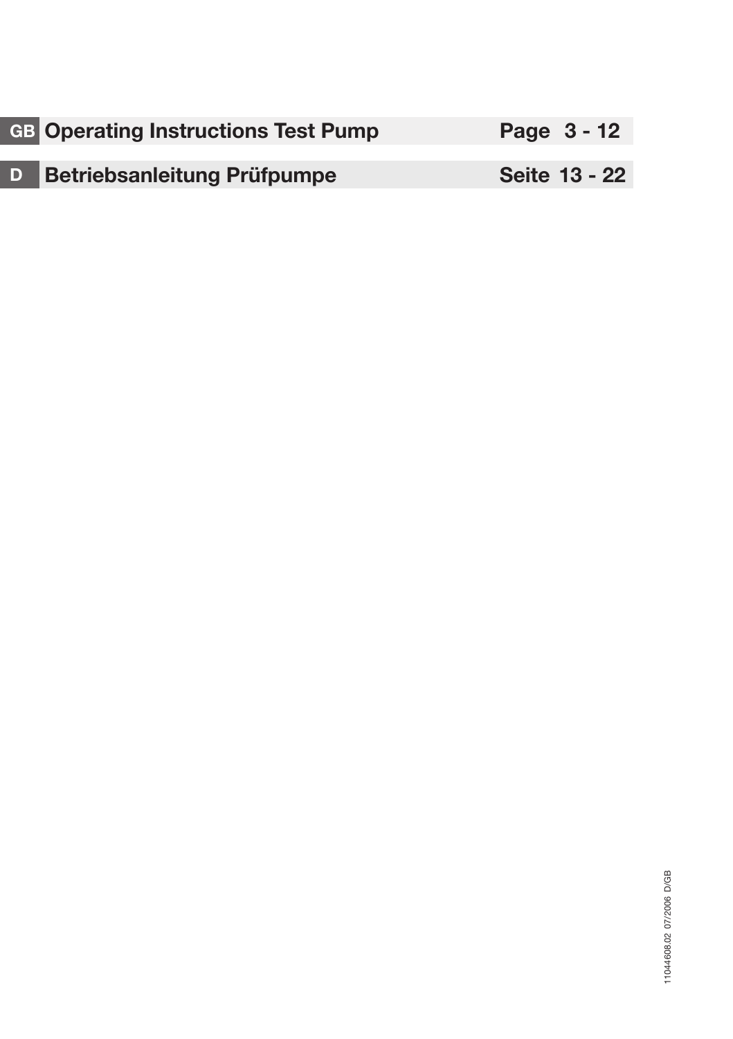| | | |
|---|---|---|
| **GB** | **Operating Instructions Test Pump** | **Page 3 - 12** |
| **D** | **Betriebsanleitung Prüfpumpe** | **Seite 13 - 22** |

11044608.02 07/2006 D/GB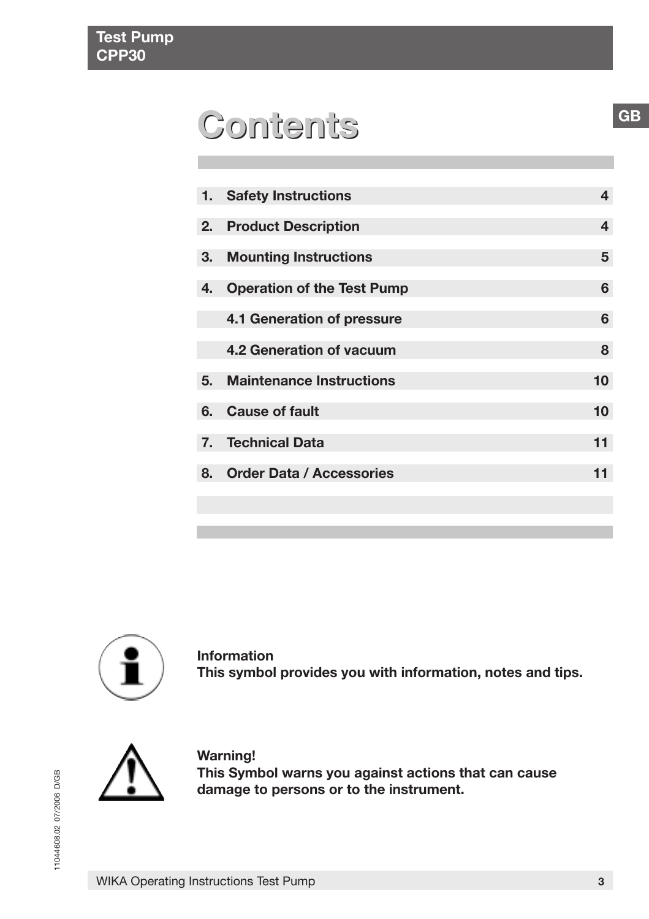# Contents

| | | |
|---|---|---|
| 1. | Safety Instructions | 4 |
| 2. | Product Description | 4 |
| 3. | Mounting Instructions | 5 |
| 4. | Operation of the Test Pump | 6 |
| | 4.1 Generation of pressure | 6 |
| | 4.2 Generation of vacuum | 8 |
| 5. | Maintenance Instructions | 10 |
| 6. | Cause of fault | 10 |
| 7. | Technical Data | 11 |
| 8. | Order Data / Accessories | 11 |

**Information**
**This symbol provides you with information, notes and tips.**

**Warning!**
**This Symbol warns you against actions that can cause damage to persons or to the instrument.**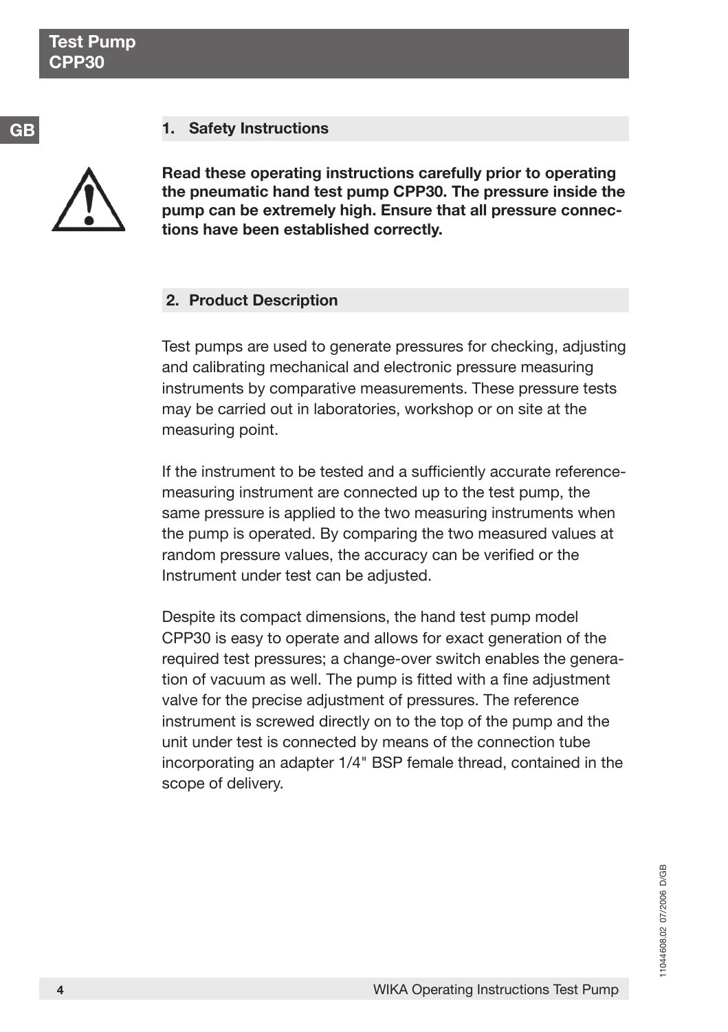## 1. Safety Instructions

**Read these operating instructions carefully prior to operating the pneumatic hand test pump CPP30. The pressure inside the pump can be extremely high. Ensure that all pressure connections have been established correctly.**

## 2. Product Description

Test pumps are used to generate pressures for checking, adjusting and calibrating mechanical and electronic pressure measuring instruments by comparative measurements. These pressure tests may be carried out in laboratories, workshop or on site at the measuring point.

If the instrument to be tested and a sufficiently accurate reference-measuring instrument are connected up to the test pump, the same pressure is applied to the two measuring instruments when the pump is operated. By comparing the two measured values at random pressure values, the accuracy can be verified or the Instrument under test can be adjusted.

Despite its compact dimensions, the hand test pump model CPP30 is easy to operate and allows for exact generation of the required test pressures; a change-over switch enables the generation of vacuum as well. The pump is fitted with a fine adjustment valve for the precise adjustment of pressures. The reference instrument is screwed directly on to the top of the pump and the unit under test is connected by means of the connection tube incorporating an adapter 1/4" BSP female thread, contained in the scope of delivery.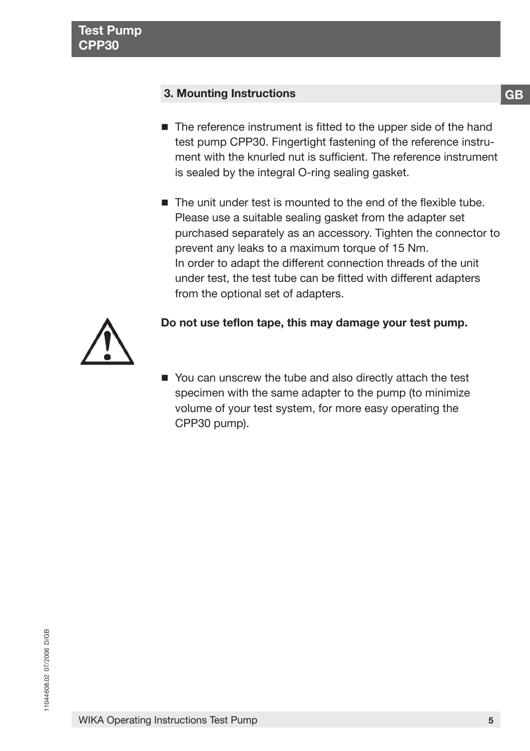## 3. Mounting Instructions

- The reference instrument is fitted to the upper side of the hand test pump CPP30. Fingertight fastening of the reference instrument with the knurled nut is sufficient. The reference instrument is sealed by the integral O-ring sealing gasket.

- The unit under test is mounted to the end of the flexible tube. Please use a suitable sealing gasket from the adapter set purchased separately as an accessory. Tighten the connector to prevent any leaks to a maximum torque of 15 Nm.
  In order to adapt the different connection threads of the unit under test, the test tube can be fitted with different adapters from the optional set of adapters.

**Do not use teflon tape, this may damage your test pump.**

- You can unscrew the tube and also directly attach the test specimen with the same adapter to the pump (to minimize volume of your test system, for more easy operating the CPP30 pump).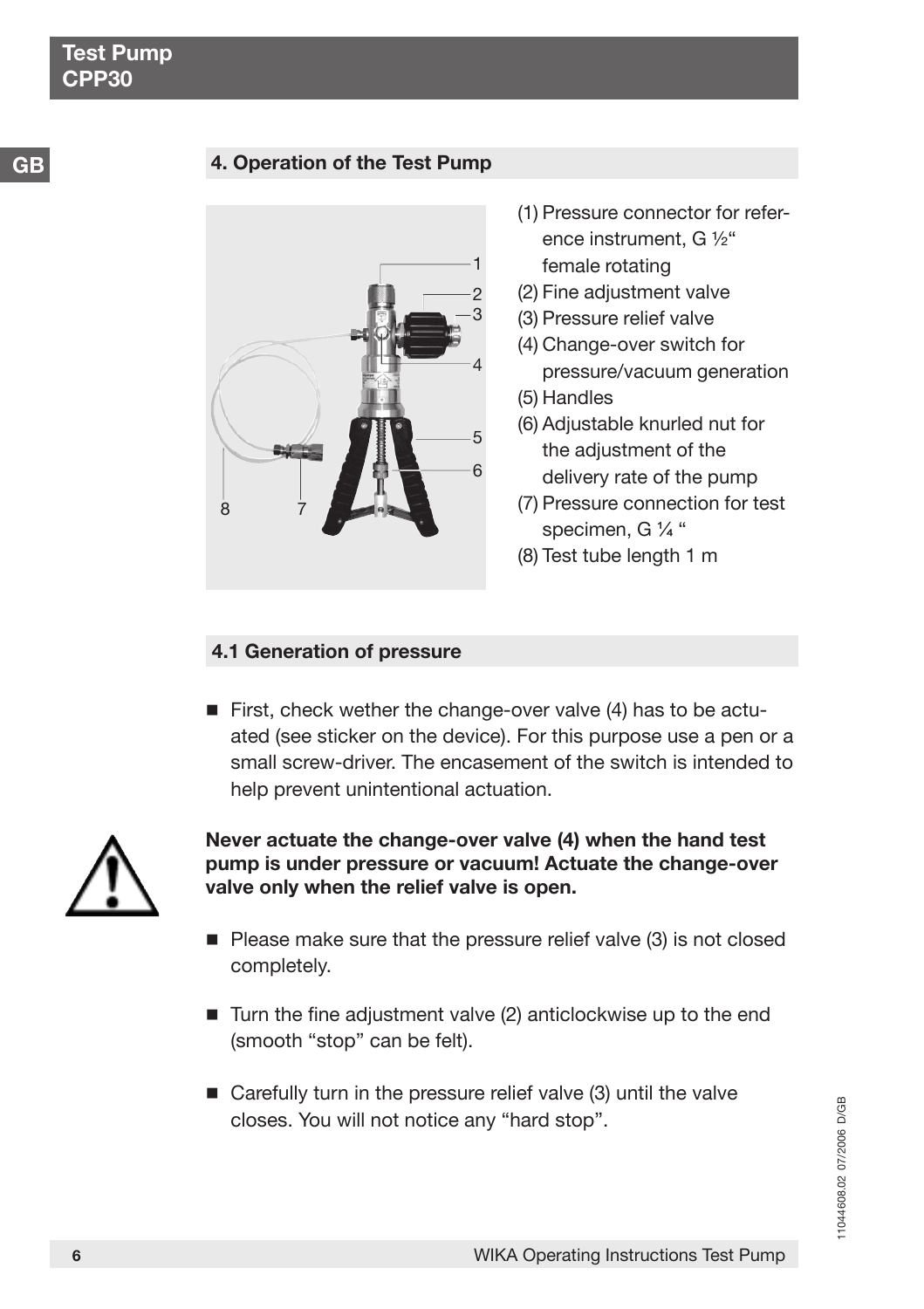## 4. Operation of the Test Pump

(1) Pressure connector for reference instrument, G ½“ female rotating
(2) Fine adjustment valve
(3) Pressure relief valve
(4) Change-over switch for pressure/vacuum generation
(5) Handles
(6) Adjustable knurled nut for the adjustment of the delivery rate of the pump
(7) Pressure connection for test specimen, G ¼ “
(8) Test tube length 1 m

### 4.1 Generation of pressure

- First, check wether the change-over valve (4) has to be actuated (see sticker on the device). For this purpose use a pen or a small screw-driver. The encasement of the switch is intended to help prevent unintentional actuation.

**Never actuate the change-over valve (4) when the hand test pump is under pressure or vacuum! Actuate the change-over valve only when the relief valve is open.**

- Please make sure that the pressure relief valve (3) is not closed completely.
- Turn the fine adjustment valve (2) anticlockwise up to the end (smooth “stop” can be felt).
- Carefully turn in the pressure relief valve (3) until the valve closes. You will not notice any “hard stop”.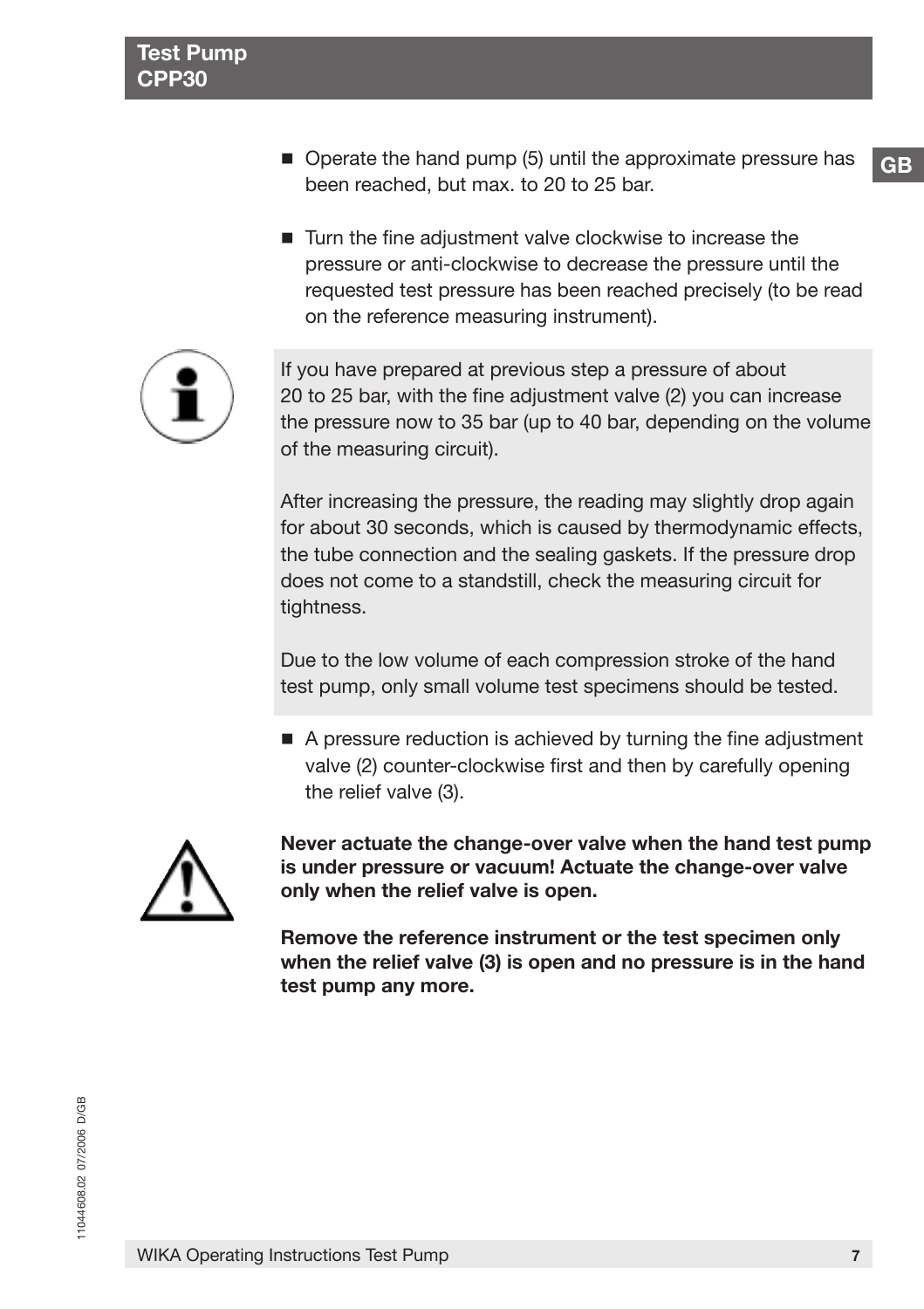- Operate the hand pump (5) until the approximate pressure has been reached, but max. to 20 to 25 bar.

- Turn the fine adjustment valve clockwise to increase the pressure or anti-clockwise to decrease the pressure until the requested test pressure has been reached precisely (to be read on the reference measuring instrument).

If you have prepared at previous step a pressure of about 20 to 25 bar, with the fine adjustment valve (2) you can increase the pressure now to 35 bar (up to 40 bar, depending on the volume of the measuring circuit).

After increasing the pressure, the reading may slightly drop again for about 30 seconds, which is caused by thermodynamic effects, the tube connection and the sealing gaskets. If the pressure drop does not come to a standstill, check the measuring circuit for tightness.

Due to the low volume of each compression stroke of the hand test pump, only small volume test specimens should be tested.

- A pressure reduction is achieved by turning the fine adjustment valve (2) counter-clockwise first and then by carefully opening the relief valve (3).

**Never actuate the change-over valve when the hand test pump is under pressure or vacuum! Actuate the change-over valve only when the relief valve is open.**

**Remove the reference instrument or the test specimen only when the relief valve (3) is open and no pressure is in the hand test pump any more.**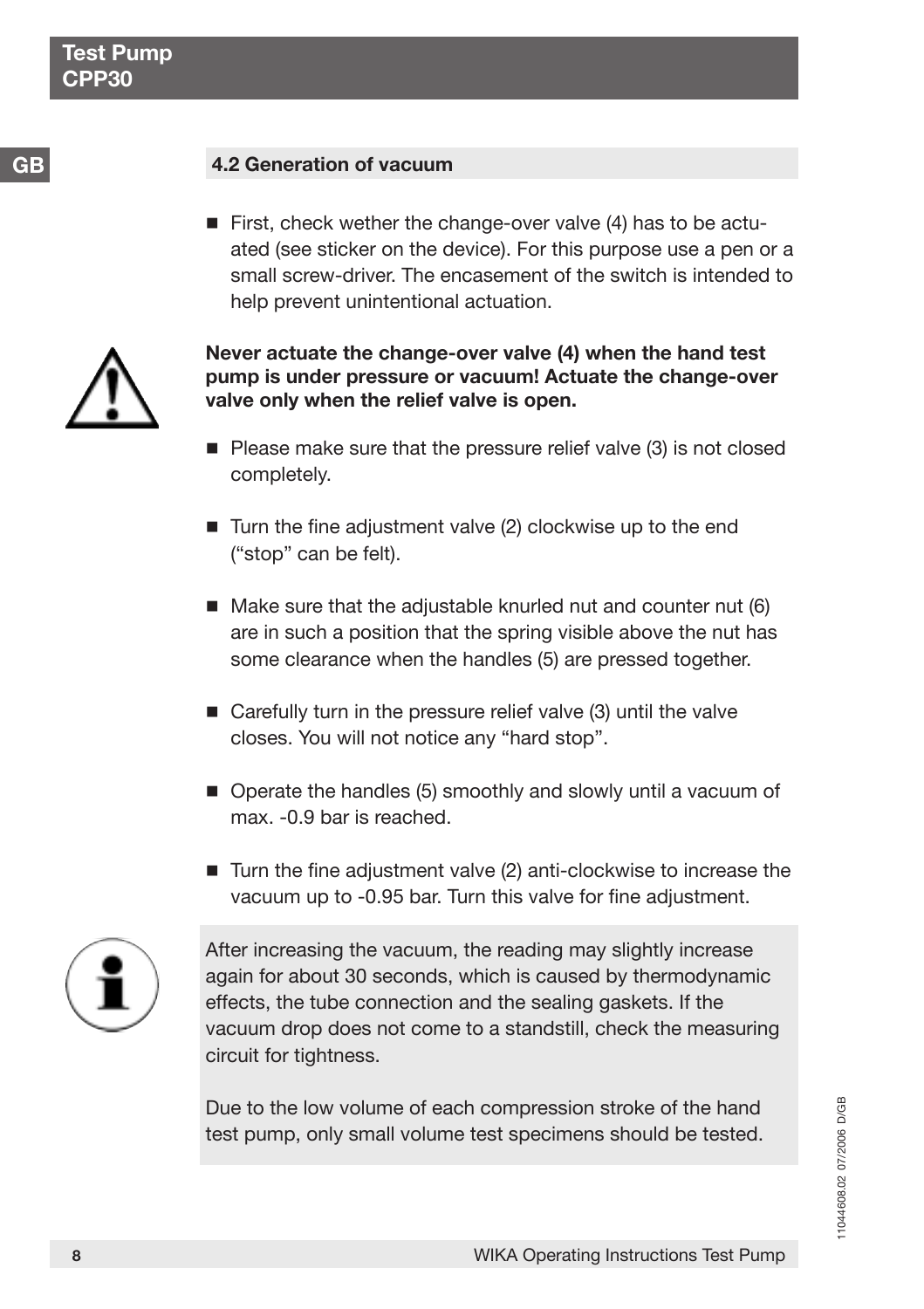## 4.2 Generation of vacuum

- First, check wether the change-over valve (4) has to be actuated (see sticker on the device). For this purpose use a pen or a small screw-driver. The encasement of the switch is intended to help prevent unintentional actuation.

**Never actuate the change-over valve (4) when the hand test pump is under pressure or vacuum! Actuate the change-over valve only when the relief valve is open.**

- Please make sure that the pressure relief valve (3) is not closed completely.
- Turn the fine adjustment valve (2) clockwise up to the end ("stop" can be felt).
- Make sure that the adjustable knurled nut and counter nut (6) are in such a position that the spring visible above the nut has some clearance when the handles (5) are pressed together.
- Carefully turn in the pressure relief valve (3) until the valve closes. You will not notice any "hard stop".
- Operate the handles (5) smoothly and slowly until a vacuum of max. -0.9 bar is reached.
- Turn the fine adjustment valve (2) anti-clockwise to increase the vacuum up to -0.95 bar. Turn this valve for fine adjustment.

After increasing the vacuum, the reading may slightly increase again for about 30 seconds, which is caused by thermodynamic effects, the tube connection and the sealing gaskets. If the vacuum drop does not come to a standstill, check the measuring circuit for tightness.

Due to the low volume of each compression stroke of the hand test pump, only small volume test specimens should be tested.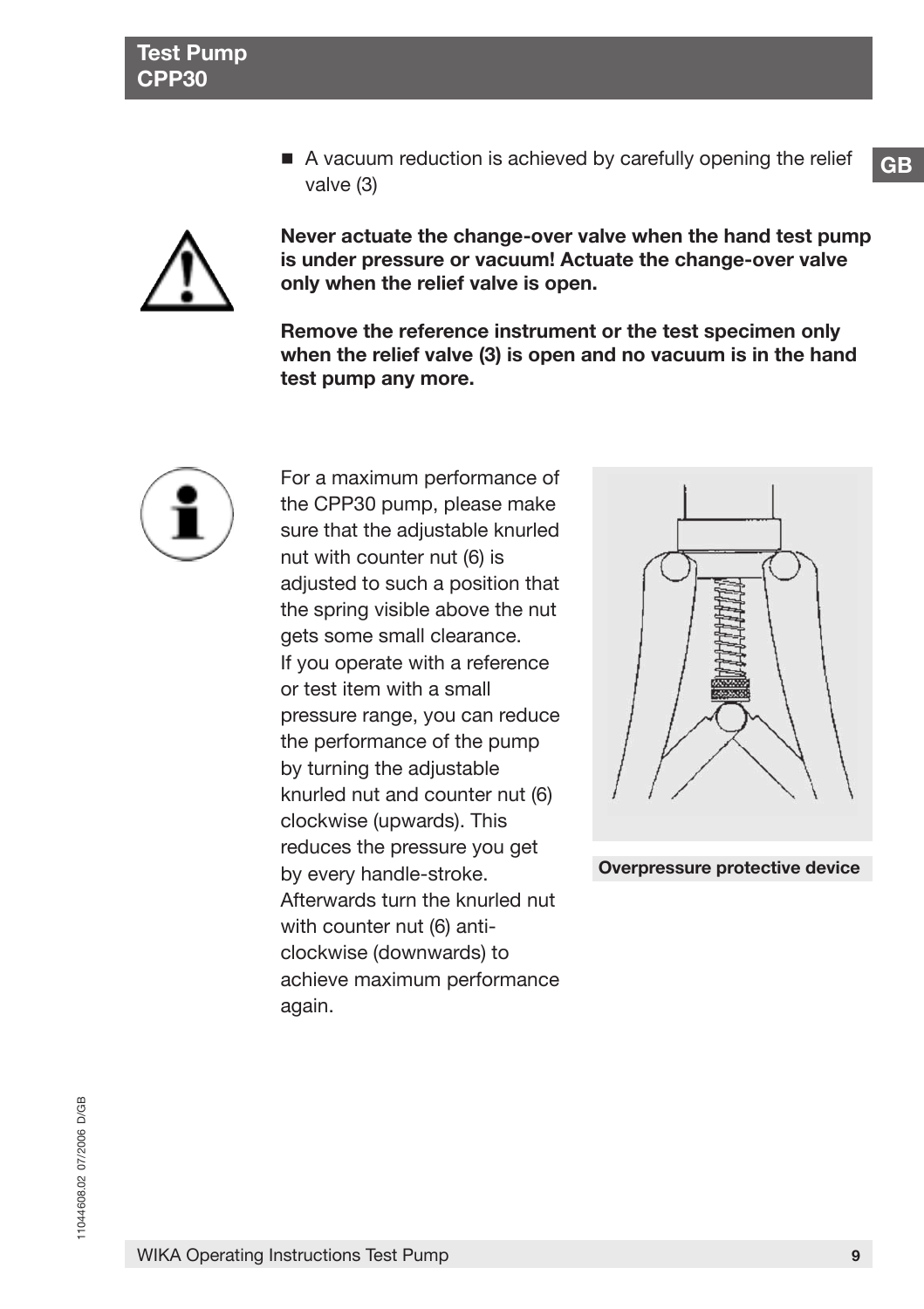- A vacuum reduction is achieved by carefully opening the relief valve (3)

**Never actuate the change-over valve when the hand test pump is under pressure or vacuum! Actuate the change-over valve only when the relief valve is open.**

**Remove the reference instrument or the test specimen only when the relief valve (3) is open and no vacuum is in the hand test pump any more.**

For a maximum performance of the CPP30 pump, please make sure that the adjustable knurled nut with counter nut (6) is adjusted to such a position that the spring visible above the nut gets some small clearance.
If you operate with a reference or test item with a small pressure range, you can reduce the performance of the pump by turning the adjustable knurled nut and counter nut (6) clockwise (upwards). This reduces the pressure you get by every handle-stroke.
Afterwards turn the knurled nut with counter nut (6) anti-clockwise (downwards) to achieve maximum performance again.

**Overpressure protective device**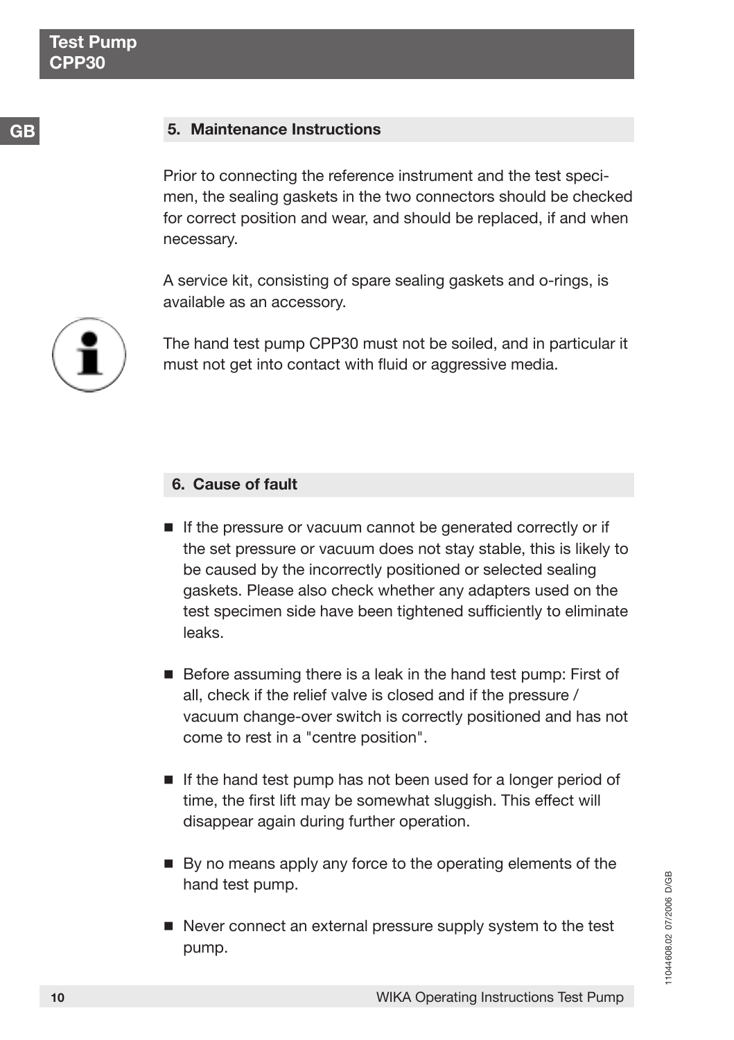## 5. Maintenance Instructions

Prior to connecting the reference instrument and the test specimen, the sealing gaskets in the two connectors should be checked for correct position and wear, and should be replaced, if and when necessary.

A service kit, consisting of spare sealing gaskets and o-rings, is available as an accessory.

The hand test pump CPP30 must not be soiled, and in particular it must not get into contact with fluid or aggressive media.

## 6. Cause of fault

- If the pressure or vacuum cannot be generated correctly or if the set pressure or vacuum does not stay stable, this is likely to be caused by the incorrectly positioned or selected sealing gaskets. Please also check whether any adapters used on the test specimen side have been tightened sufficiently to eliminate leaks.

- Before assuming there is a leak in the hand test pump: First of all, check if the relief valve is closed and if the pressure / vacuum change-over switch is correctly positioned and has not come to rest in a "centre position".

- If the hand test pump has not been used for a longer period of time, the first lift may be somewhat sluggish. This effect will disappear again during further operation.

- By no means apply any force to the operating elements of the hand test pump.

- Never connect an external pressure supply system to the test pump.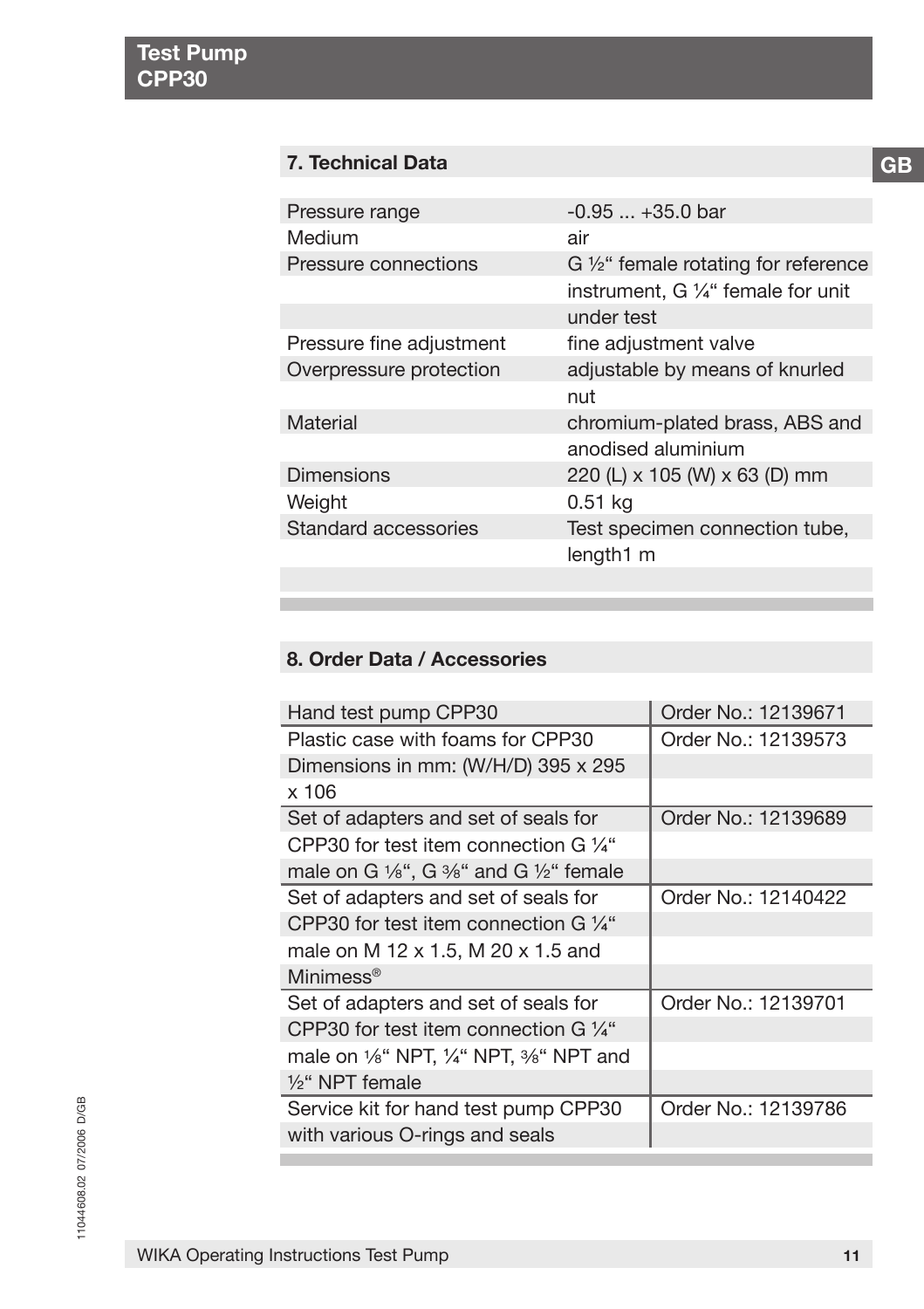## 7. Technical Data

| | |
|---|---|
| Pressure range | -0.95 ... +35.0 bar |
| Medium | air |
| Pressure connections | G ½“ female rotating for reference instrument, G ¼“ female for unit under test |
| Pressure fine adjustment | fine adjustment valve |
| Overpressure protection | adjustable by means of knurled nut |
| Material | chromium-plated brass, ABS and anodised aluminium |
| Dimensions | 220 (L) x 105 (W) x 63 (D) mm |
| Weight | 0.51 kg |
| Standard accessories | Test specimen connection tube, length1 m |

## 8. Order Data / Accessories

| | |
|---|---|
| Hand test pump CPP30 | Order No.: 12139671 |
| Plastic case with foams for CPP30 Dimensions in mm: (W/H/D) 395 x 295 x 106 | Order No.: 12139573 |
| Set of adapters and set of seals for CPP30 for test item connection G ¼“ male on G ⅛“, G ⅜“ and G ½“ female | Order No.: 12139689 |
| Set of adapters and set of seals for CPP30 for test item connection G ¼“ male on M 12 x 1.5, M 20 x 1.5 and Minimess® | Order No.: 12140422 |
| Set of adapters and set of seals for CPP30 for test item connection G ¼“ male on ⅛“ NPT, ¼“ NPT, ⅜“ NPT and ½“ NPT female | Order No.: 12139701 |
| Service kit for hand test pump CPP30 with various O-rings and seals | Order No.: 12139786 |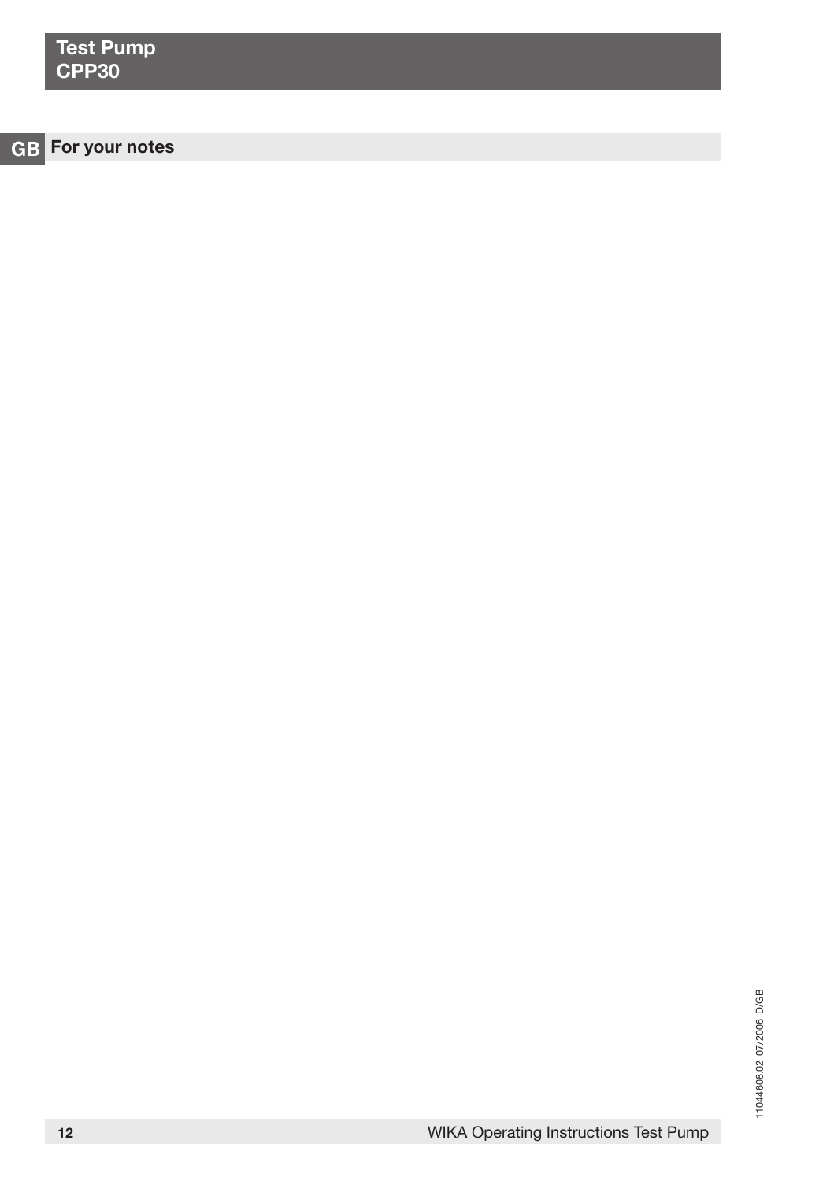## For your notes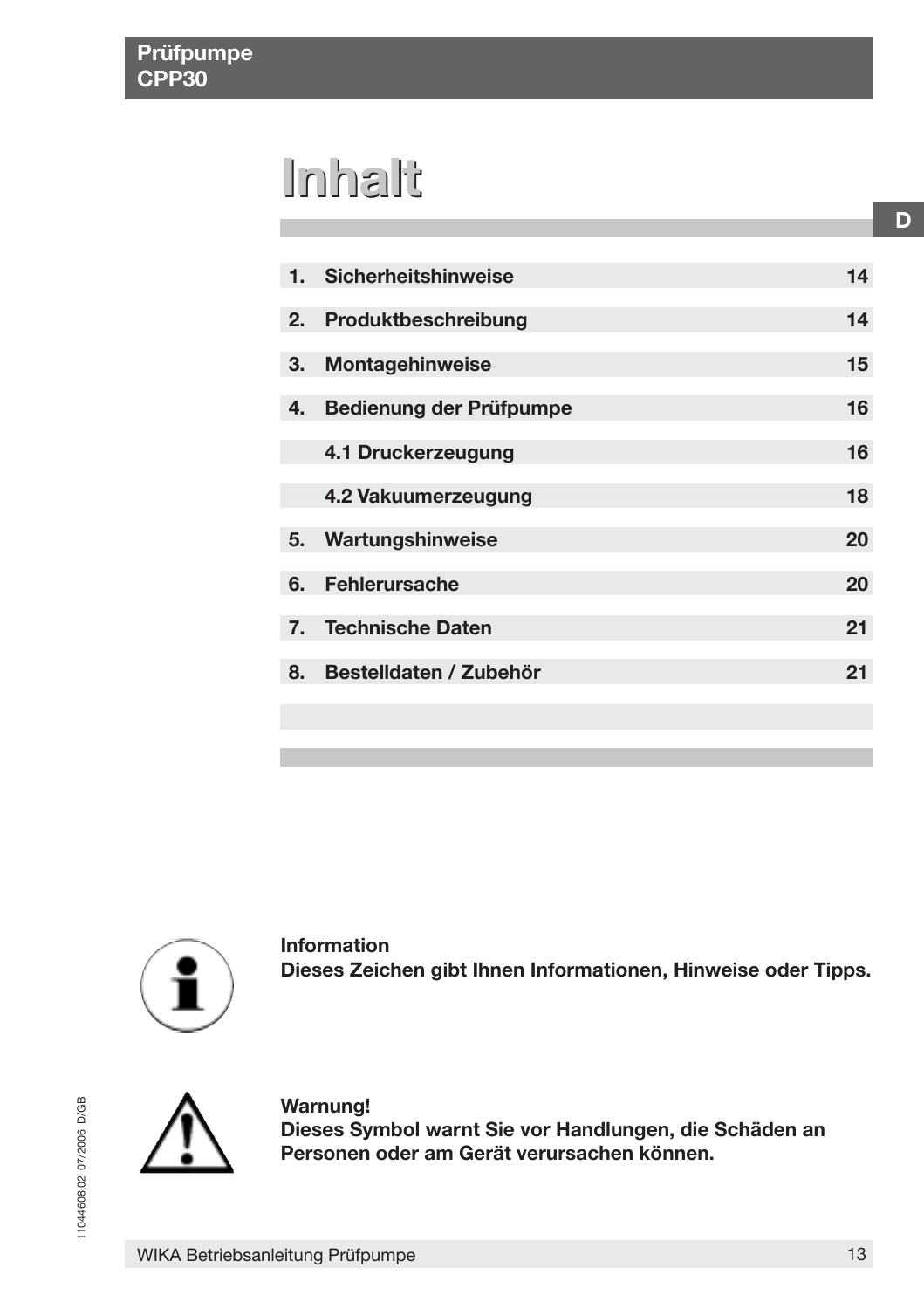# Inhalt

| | | |
|---|---|---|
| 1. | Sicherheitshinweise | 14 |
| 2. | Produktbeschreibung | 14 |
| 3. | Montagehinweise | 15 |
| 4. | Bedienung der Prüfpumpe | 16 |
| | 4.1 Druckerzeugung | 16 |
| | 4.2 Vakuumerzeugung | 18 |
| 5. | Wartungshinweise | 20 |
| 6. | Fehlerursache | 20 |
| 7. | Technische Daten | 21 |
| 8. | Bestelldaten / Zubehör | 21 |

**Information**
**Dieses Zeichen gibt Ihnen Informationen, Hinweise oder Tipps.**

**Warnung!**
**Dieses Symbol warnt Sie vor Handlungen, die Schäden an Personen oder am Gerät verursachen können.**

11044608.02 07/2006 D/GB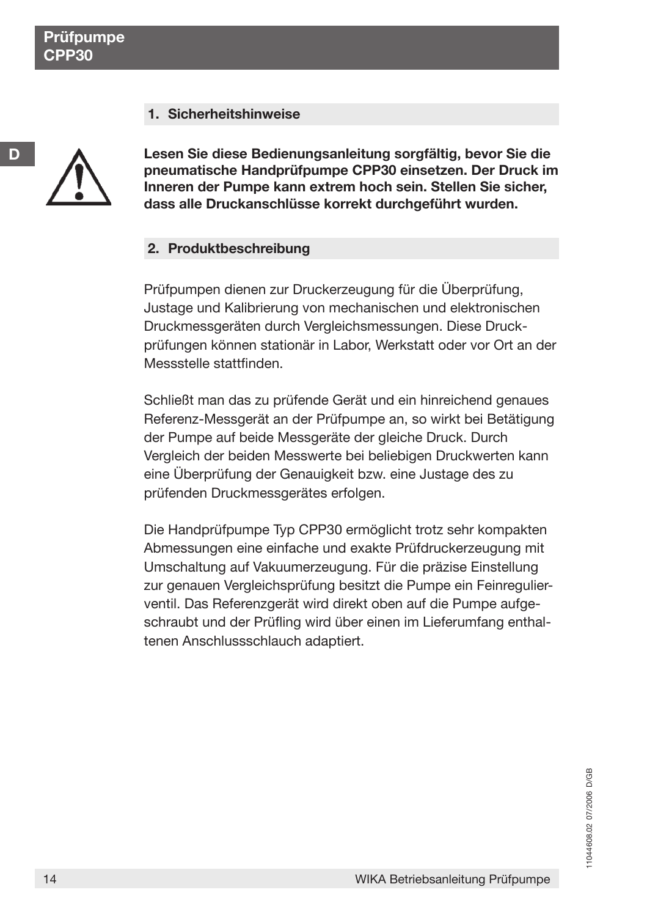## 1. Sicherheitshinweise

**Lesen Sie diese Bedienungsanleitung sorgfältig, bevor Sie die pneumatische Handprüfpumpe CPP30 einsetzen. Der Druck im Inneren der Pumpe kann extrem hoch sein. Stellen Sie sicher, dass alle Druckanschlüsse korrekt durchgeführt wurden.**

## 2. Produktbeschreibung

Prüfpumpen dienen zur Druckerzeugung für die Überprüfung, Justage und Kalibrierung von mechanischen und elektronischen Druckmessgeräten durch Vergleichsmessungen. Diese Druckprüfungen können stationär in Labor, Werkstatt oder vor Ort an der Messstelle stattfinden.

Schließt man das zu prüfende Gerät und ein hinreichend genaues Referenz-Messgerät an der Prüfpumpe an, so wirkt bei Betätigung der Pumpe auf beide Messgeräte der gleiche Druck. Durch Vergleich der beiden Messwerte bei beliebigen Druckwerten kann eine Überprüfung der Genauigkeit bzw. eine Justage des zu prüfenden Druckmessgerätes erfolgen.

Die Handprüfpumpe Typ CPP30 ermöglicht trotz sehr kompakten Abmessungen eine einfache und exakte Prüfdruckerzeugung mit Umschaltung auf Vakuumerzeugung. Für die präzise Einstellung zur genauen Vergleichsprüfung besitzt die Pumpe ein Feinregulierventil. Das Referenzgerät wird direkt oben auf die Pumpe aufgeschraubt und der Prüfling wird über einen im Lieferumfang enthaltenen Anschlussschlauch adaptiert.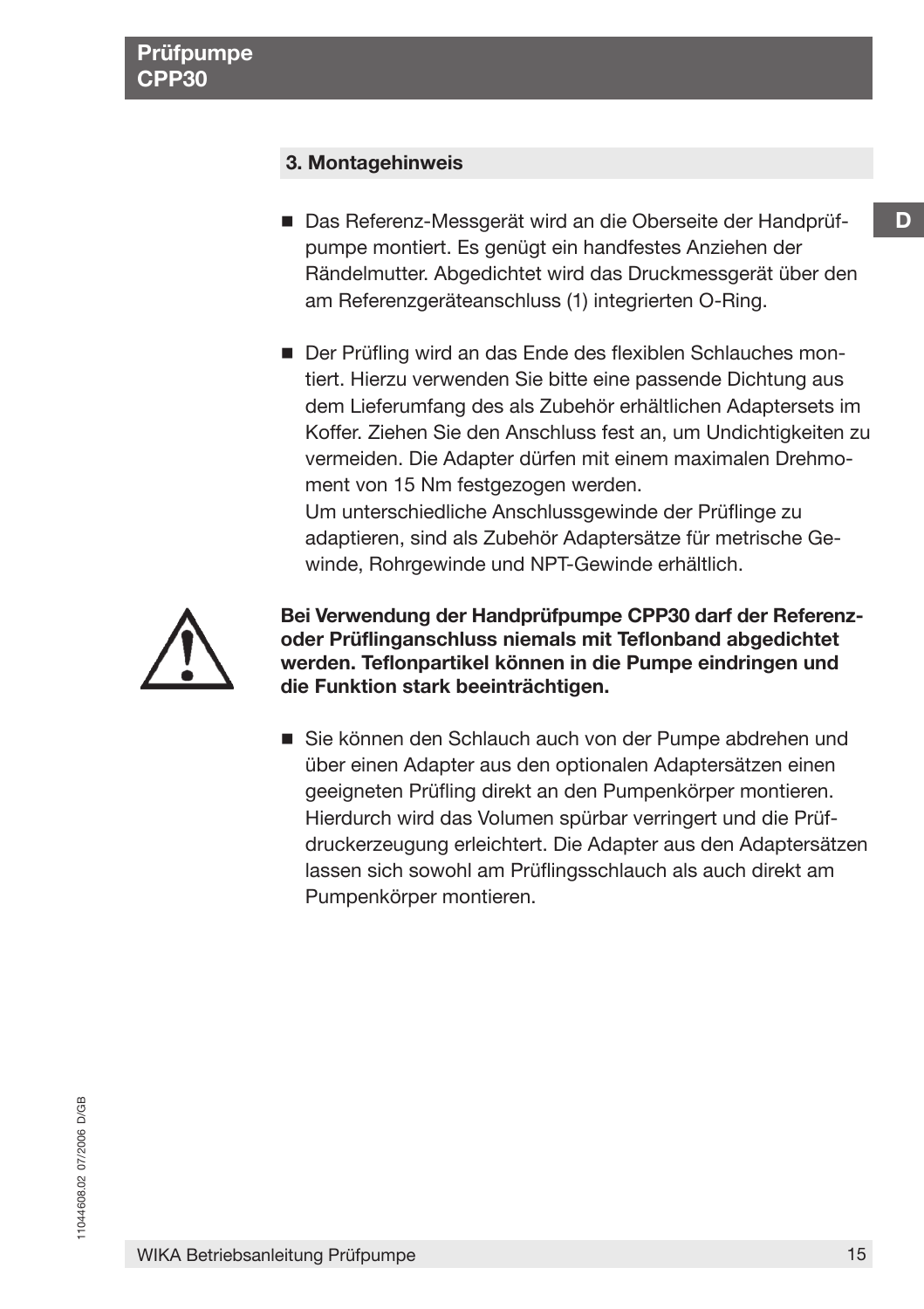## 3. Montagehinweis

- Das Referenz-Messgerät wird an die Oberseite der Handprüfpumpe montiert. Es genügt ein handfestes Anziehen der Rändelmutter. Abgedichtet wird das Druckmessgerät über den am Referenzgeräteanschluss (1) integrierten O-Ring.

- Der Prüfling wird an das Ende des flexiblen Schlauches montiert. Hierzu verwenden Sie bitte eine passende Dichtung aus dem Lieferumfang des als Zubehör erhältlichen Adaptersets im Koffer. Ziehen Sie den Anschluss fest an, um Undichtigkeiten zu vermeiden. Die Adapter dürfen mit einem maximalen Drehmoment von 15 Nm festgezogen werden.
  Um unterschiedliche Anschlussgewinde der Prüflinge zu adaptieren, sind als Zubehör Adaptersätze für metrische Gewinde, Rohrgewinde und NPT-Gewinde erhältlich.

**Bei Verwendung der Handprüfpumpe CPP30 darf der Referenz- oder Prüflinganschluss niemals mit Teflonband abgedichtet werden. Teflonpartikel können in die Pumpe eindringen und die Funktion stark beeinträchtigen.**

- Sie können den Schlauch auch von der Pumpe abdrehen und über einen Adapter aus den optionalen Adaptersätzen einen geeigneten Prüfling direkt an den Pumpenkörper montieren. Hierdurch wird das Volumen spürbar verringert und die Prüfdruckerzeugung erleichtert. Die Adapter aus den Adaptersätzen lassen sich sowohl am Prüflingsschlauch als auch direkt am Pumpenkörper montieren.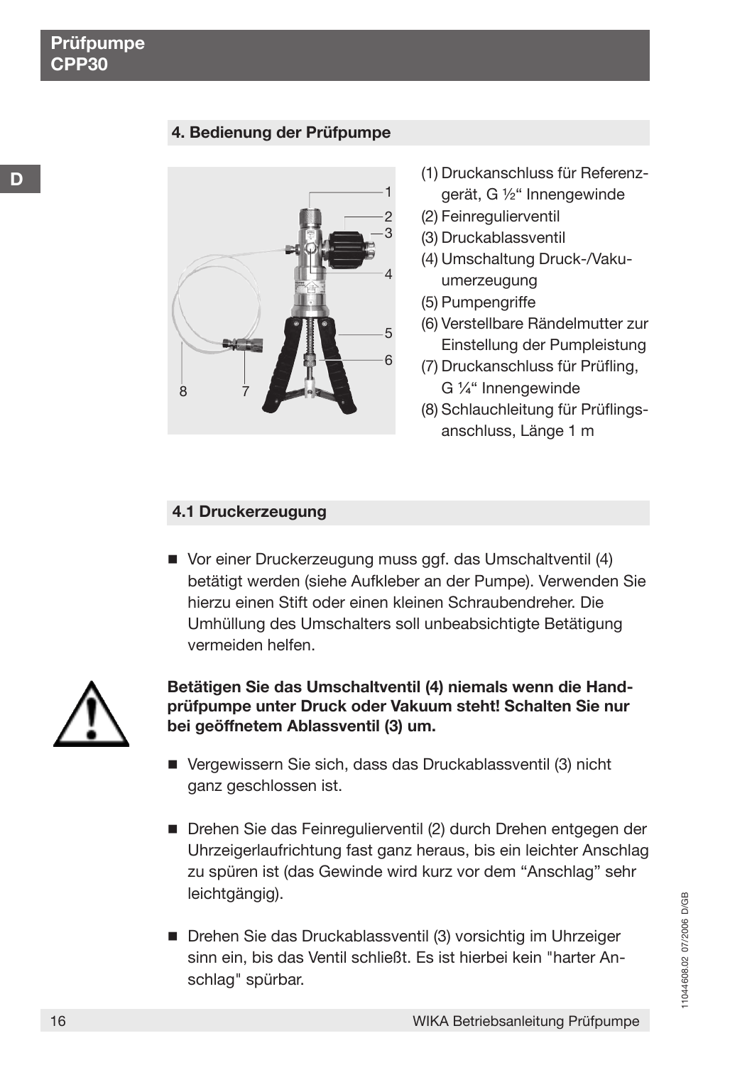## 4. Bedienung der Prüfpumpe

(1) Druckanschluss für Referenzgerät, G ½“ Innengewinde
(2) Feinregulierventil
(3) Druckablassventil
(4) Umschaltung Druck-/Vakuumerzeugung
(5) Pumpengriffe
(6) Verstellbare Rändelmutter zur Einstellung der Pumpleistung
(7) Druckanschluss für Prüfling, G ¼“ Innengewinde
(8) Schlauchleitung für Prüflingsanschluss, Länge 1 m

### 4.1 Druckerzeugung

- Vor einer Druckerzeugung muss ggf. das Umschaltventil (4) betätigt werden (siehe Aufkleber an der Pumpe). Verwenden Sie hierzu einen Stift oder einen kleinen Schraubendreher. Die Umhüllung des Umschalters soll unbeabsichtigte Betätigung vermeiden helfen.

**Betätigen Sie das Umschaltventil (4) niemals wenn die Handprüfpumpe unter Druck oder Vakuum steht! Schalten Sie nur bei geöffnetem Ablassventil (3) um.**

- Vergewissern Sie sich, dass das Druckablassventil (3) nicht ganz geschlossen ist.

- Drehen Sie das Feinregulierventil (2) durch Drehen entgegen der Uhrzeigerlaufrichtung fast ganz heraus, bis ein leichter Anschlag zu spüren ist (das Gewinde wird kurz vor dem “Anschlag” sehr leichtgängig).

- Drehen Sie das Druckablassventil (3) vorsichtig im Uhrzeiger sinn ein, bis das Ventil schließt. Es ist hierbei kein "harter Anschlag" spürbar.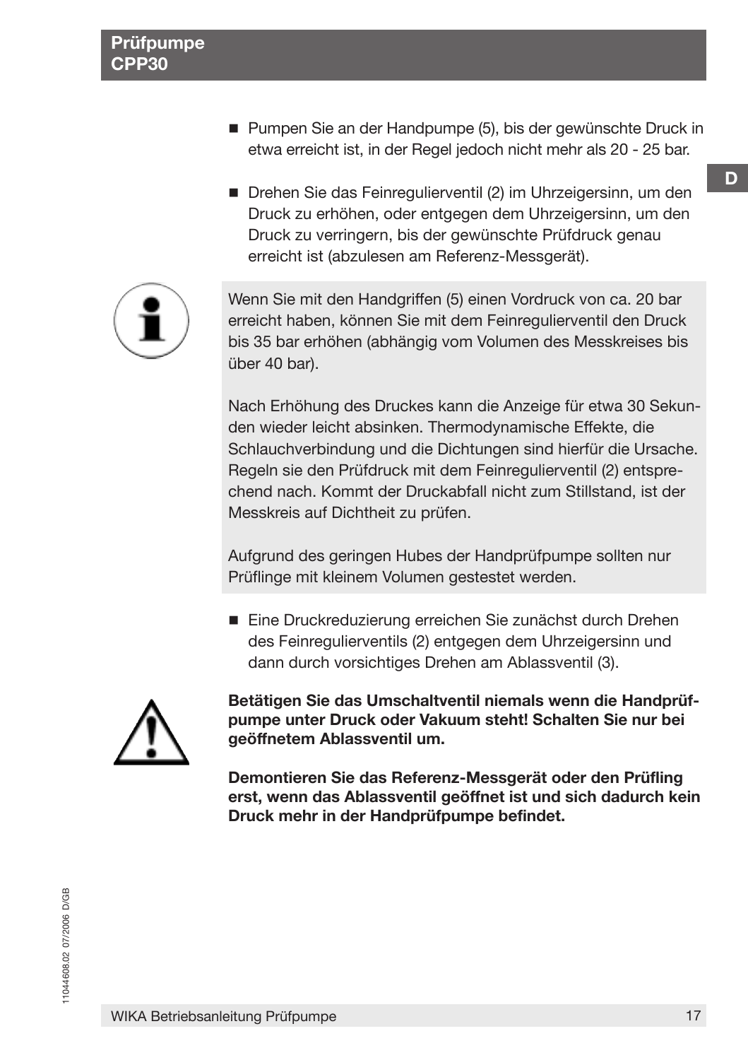- Pumpen Sie an der Handpumpe (5), bis der gewünschte Druck in etwa erreicht ist, in der Regel jedoch nicht mehr als 20 - 25 bar.

- Drehen Sie das Feinregulierventil (2) im Uhrzeigersinn, um den Druck zu erhöhen, oder entgegen dem Uhrzeigersinn, um den Druck zu verringern, bis der gewünschte Prüfdruck genau erreicht ist (abzulesen am Referenz-Messgerät).

Wenn Sie mit den Handgriffen (5) einen Vordruck von ca. 20 bar erreicht haben, können Sie mit dem Feinregulierventil den Druck bis 35 bar erhöhen (abhängig vom Volumen des Messkreises bis über 40 bar).

Nach Erhöhung des Druckes kann die Anzeige für etwa 30 Sekunden wieder leicht absinken. Thermodynamische Effekte, die Schlauchverbindung und die Dichtungen sind hierfür die Ursache. Regeln sie den Prüfdruck mit dem Feinregulierventil (2) entsprechend nach. Kommt der Druckabfall nicht zum Stillstand, ist der Messkreis auf Dichtheit zu prüfen.

Aufgrund des geringen Hubes der Handprüfpumpe sollten nur Prüflinge mit kleinem Volumen gestestet werden.

- Eine Druckreduzierung erreichen Sie zunächst durch Drehen des Feinregulierventils (2) entgegen dem Uhrzeigersinn und dann durch vorsichtiges Drehen am Ablassventil (3).

**Betätigen Sie das Umschaltventil niemals wenn die Handprüfpumpe unter Druck oder Vakuum steht! Schalten Sie nur bei geöffnetem Ablassventil um.**

**Demontieren Sie das Referenz-Messgerät oder den Prüfling erst, wenn das Ablassventil geöffnet ist und sich dadurch kein Druck mehr in der Handprüfpumpe befindet.**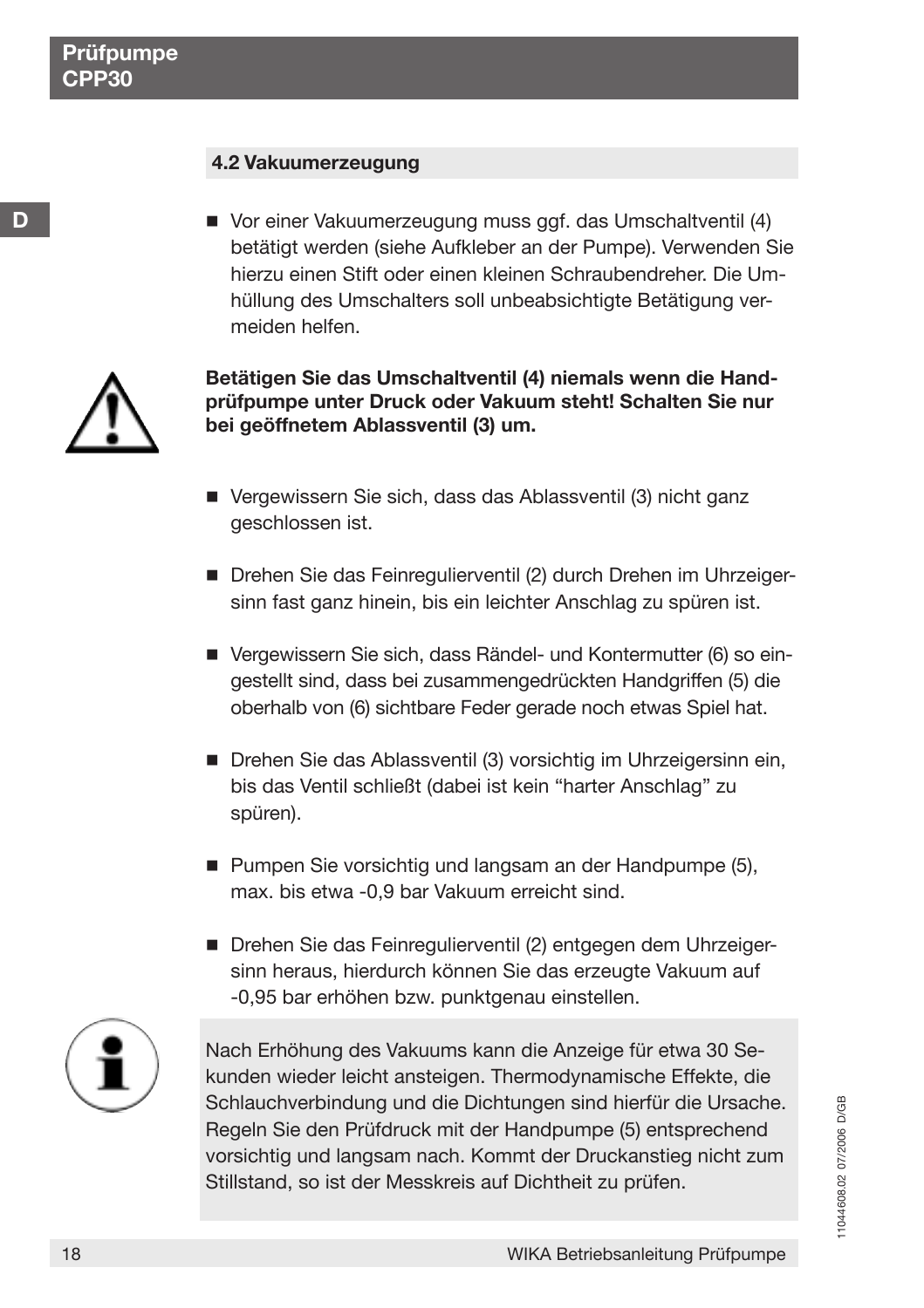## 4.2 Vakuumerzeugung

- Vor einer Vakuumerzeugung muss ggf. das Umschaltventil (4) betätigt werden (siehe Aufkleber an der Pumpe). Verwenden Sie hierzu einen Stift oder einen kleinen Schraubendreher. Die Umhüllung des Umschalters soll unbeabsichtigte Betätigung vermeiden helfen.

**Betätigen Sie das Umschaltventil (4) niemals wenn die Handprüfpumpe unter Druck oder Vakuum steht! Schalten Sie nur bei geöffnetem Ablassventil (3) um.**

- Vergewissern Sie sich, dass das Ablassventil (3) nicht ganz geschlossen ist.
- Drehen Sie das Feinregulierventil (2) durch Drehen im Uhrzeigersinn fast ganz hinein, bis ein leichter Anschlag zu spüren ist.
- Vergewissern Sie sich, dass Rändel- und Kontermutter (6) so eingestellt sind, dass bei zusammengedrückten Handgriffen (5) die oberhalb von (6) sichtbare Feder gerade noch etwas Spiel hat.
- Drehen Sie das Ablassventil (3) vorsichtig im Uhrzeigersinn ein, bis das Ventil schließt (dabei ist kein "harter Anschlag" zu spüren).
- Pumpen Sie vorsichtig und langsam an der Handpumpe (5), max. bis etwa -0,9 bar Vakuum erreicht sind.
- Drehen Sie das Feinregulierventil (2) entgegen dem Uhrzeigersinn heraus, hierdurch können Sie das erzeugte Vakuum auf -0,95 bar erhöhen bzw. punktgenau einstellen.

Nach Erhöhung des Vakuums kann die Anzeige für etwa 30 Sekunden wieder leicht ansteigen. Thermodynamische Effekte, die Schlauchverbindung und die Dichtungen sind hierfür die Ursache. Regeln Sie den Prüfdruck mit der Handpumpe (5) entsprechend vorsichtig und langsam nach. Kommt der Druckanstieg nicht zum Stillstand, so ist der Messkreis auf Dichtheit zu prüfen.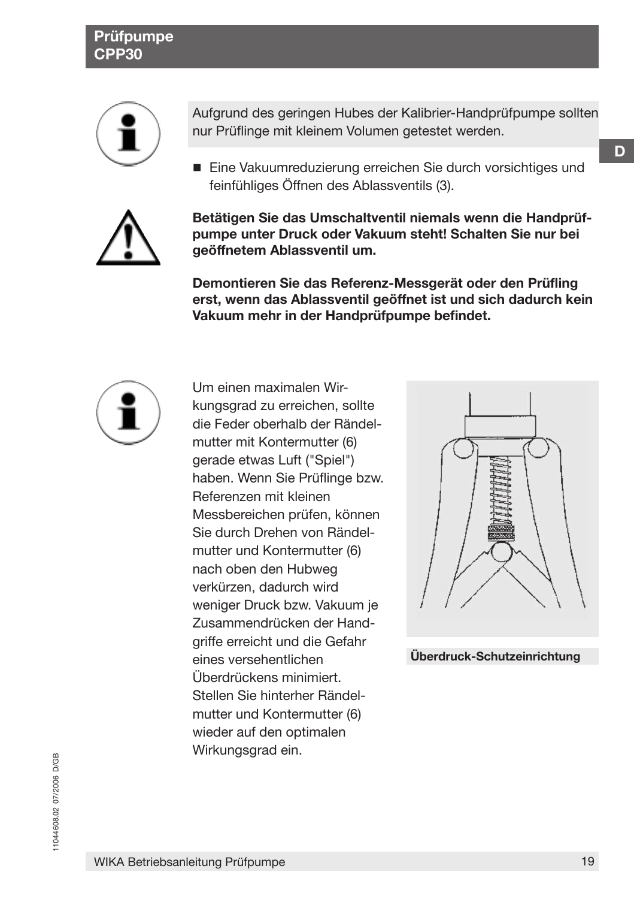Aufgrund des geringen Hubes der Kalibrier-Handprüfpumpe sollten nur Prüflinge mit kleinem Volumen getestet werden.

- Eine Vakuumreduzierung erreichen Sie durch vorsichtiges und feinfühliges Öffnen des Ablassventils (3).

**Betätigen Sie das Umschaltventil niemals wenn die Handprüfpumpe unter Druck oder Vakuum steht! Schalten Sie nur bei geöffnetem Ablassventil um.**

**Demontieren Sie das Referenz-Messgerät oder den Prüfling erst, wenn das Ablassventil geöffnet ist und sich dadurch kein Vakuum mehr in der Handprüfpumpe befindet.**

Um einen maximalen Wirkungsgrad zu erreichen, sollte die Feder oberhalb der Rändelmutter mit Kontermutter (6) gerade etwas Luft ("Spiel") haben. Wenn Sie Prüflinge bzw. Referenzen mit kleinen Messbereichen prüfen, können Sie durch Drehen von Rändelmutter und Kontermutter (6) nach oben den Hubweg verkürzen, dadurch wird weniger Druck bzw. Vakuum je Zusammendrücken der Handgriffe erreicht und die Gefahr eines versehentlichen Überdrückens minimiert. Stellen Sie hinterher Rändelmutter und Kontermutter (6) wieder auf den optimalen Wirkungsgrad ein.

**Überdruck-Schutzeinrichtung**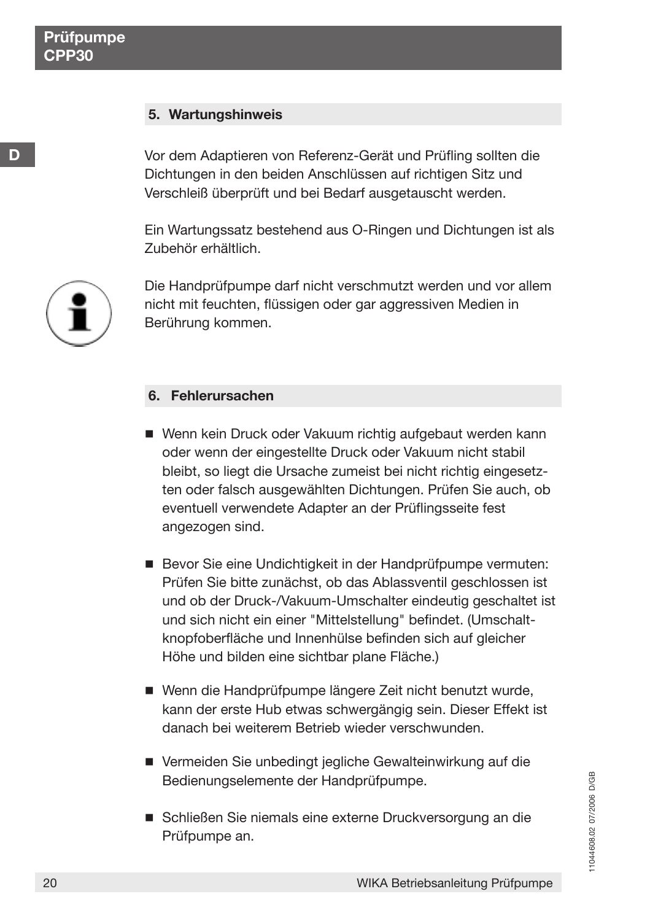## 5. Wartungshinweis

Vor dem Adaptieren von Referenz-Gerät und Prüfling sollten die Dichtungen in den beiden Anschlüssen auf richtigen Sitz und Verschleiß überprüft und bei Bedarf ausgetauscht werden.

Ein Wartungssatz bestehend aus O-Ringen und Dichtungen ist als Zubehör erhältlich.

Die Handprüfpumpe darf nicht verschmutzt werden und vor allem nicht mit feuchten, flüssigen oder gar aggressiven Medien in Berührung kommen.

## 6. Fehlerursachen

- Wenn kein Druck oder Vakuum richtig aufgebaut werden kann oder wenn der eingestellte Druck oder Vakuum nicht stabil bleibt, so liegt die Ursache zumeist bei nicht richtig eingesetzten oder falsch ausgewählten Dichtungen. Prüfen Sie auch, ob eventuell verwendete Adapter an der Prüflingsseite fest angezogen sind.

- Bevor Sie eine Undichtigkeit in der Handprüfpumpe vermuten: Prüfen Sie bitte zunächst, ob das Ablassventil geschlossen ist und ob der Druck-/Vakuum-Umschalter eindeutig geschaltet ist und sich nicht ein einer "Mittelstellung" befindet. (Umschaltknopfoberfläche und Innenhülse befinden sich auf gleicher Höhe und bilden eine sichtbar plane Fläche.)

- Wenn die Handprüfpumpe längere Zeit nicht benutzt wurde, kann der erste Hub etwas schwergängig sein. Dieser Effekt ist danach bei weiterem Betrieb wieder verschwunden.

- Vermeiden Sie unbedingt jegliche Gewalteinwirkung auf die Bedienungselemente der Handprüfpumpe.

- Schließen Sie niemals eine externe Druckversorgung an die Prüfpumpe an.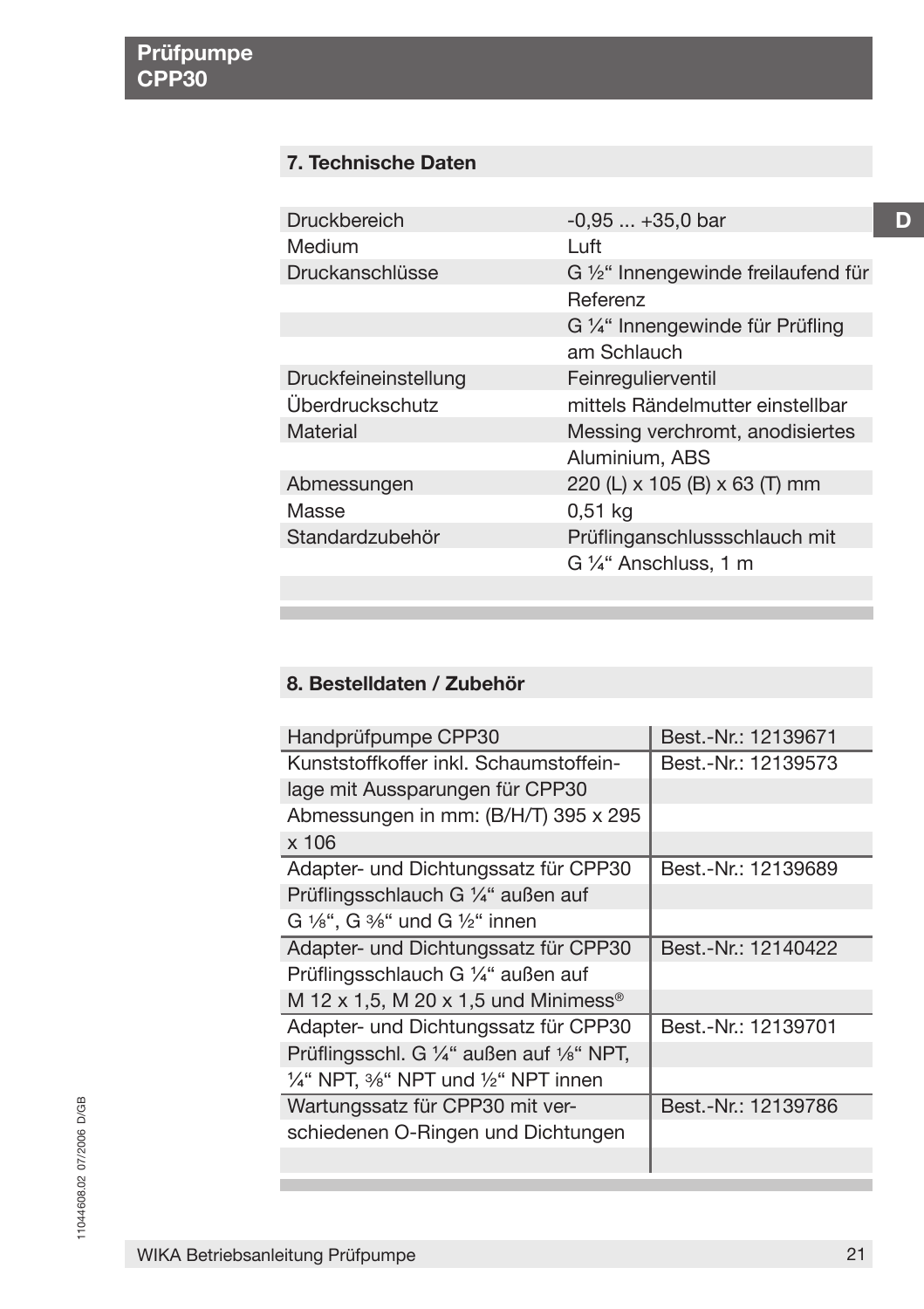## 7. Technische Daten

| | |
|---|---|
| Druckbereich | -0,95 ... +35,0 bar |
| Medium | Luft |
| Druckanschlüsse | G ½“ Innengewinde freilaufend für Referenz |
| | G ¼“ Innengewinde für Prüfling am Schlauch |
| Druckfeineinstellung | Feinregulierventil |
| Überdruckschutz | mittels Rändelmutter einstellbar |
| Material | Messing verchromt, anodisiertes Aluminium, ABS |
| Abmessungen | 220 (L) x 105 (B) x 63 (T) mm |
| Masse | 0,51 kg |
| Standardzubehör | Prüflinganschlussschlauch mit G ¼“ Anschluss, 1 m |

## 8. Bestelldaten / Zubehör

| | |
|---|---|
| Handprüfpumpe CPP30 | Best.-Nr.: 12139671 |
| Kunststoffkoffer inkl. Schaumstoffeinlage mit Aussparungen für CPP30 Abmessungen in mm: (B/H/T) 395 x 295 x 106 | Best.-Nr.: 12139573 |
| Adapter- und Dichtungssatz für CPP30 Prüflingsschlauch G ¼“ außen auf G ⅛“, G ⅜“ und G ½“ innen | Best.-Nr.: 12139689 |
| Adapter- und Dichtungssatz für CPP30 Prüflingsschlauch G ¼“ außen auf M 12 x 1,5, M 20 x 1,5 und Minimess® | Best.-Nr.: 12140422 |
| Adapter- und Dichtungssatz für CPP30 Prüflingsschl. G ¼“ außen auf ⅛“ NPT, ¼“ NPT, ⅜“ NPT und ½“ NPT innen | Best.-Nr.: 12139701 |
| Wartungssatz für CPP30 mit verschiedenen O-Ringen und Dichtungen | Best.-Nr.: 12139786 |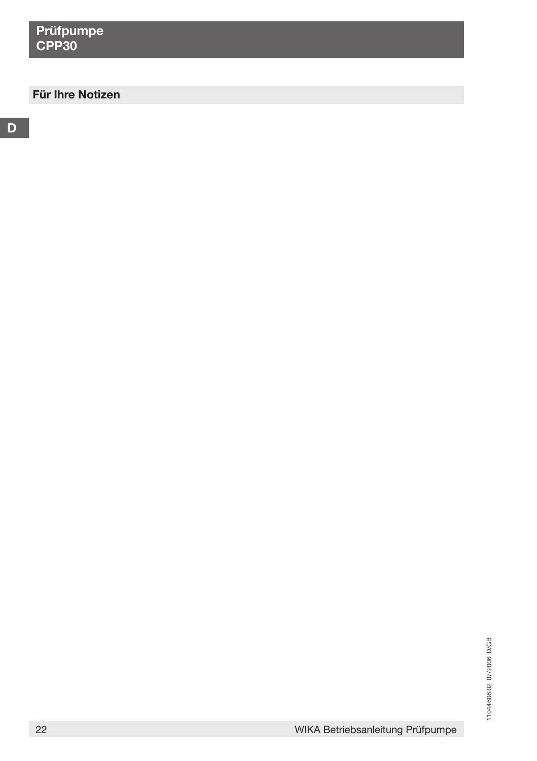## Für Ihre Notizen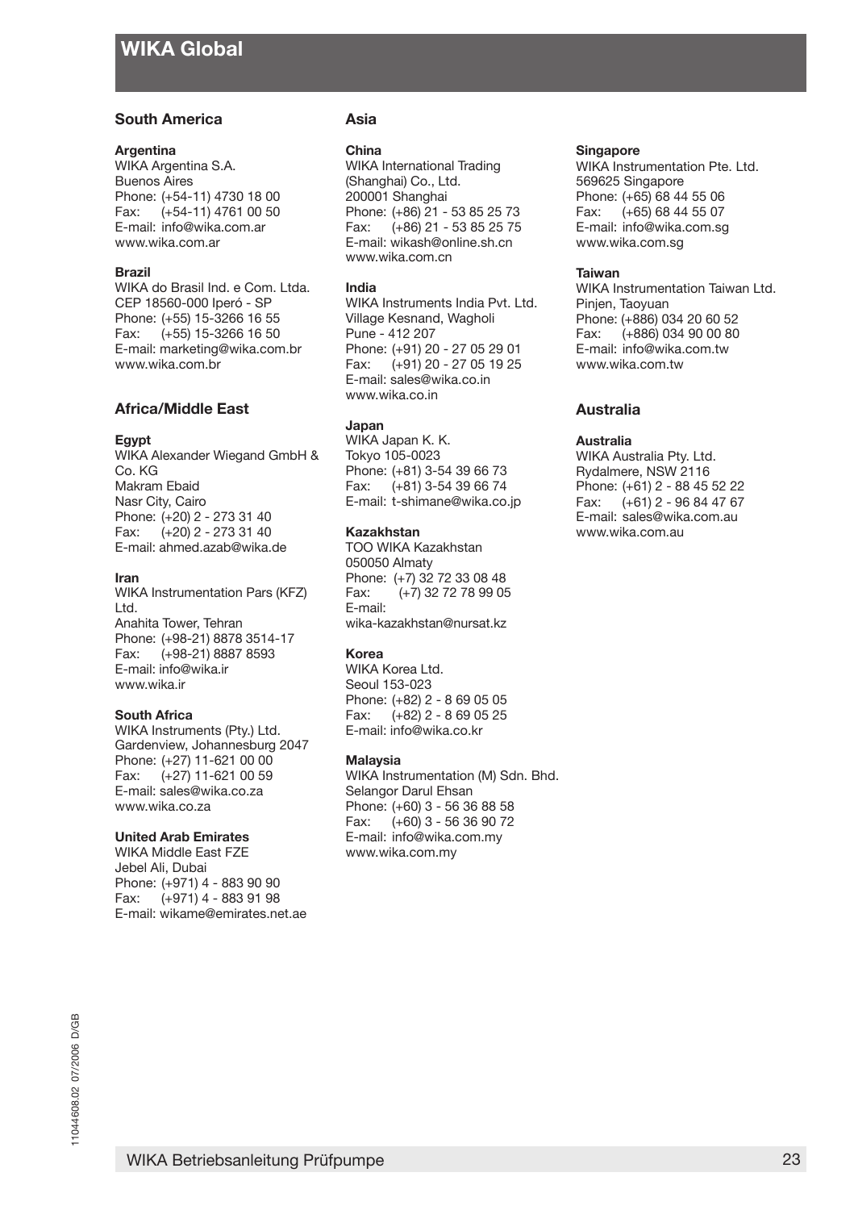# WIKA Global

## South America

**Argentina**
WIKA Argentina S.A.
Buenos Aires
Phone: (+54-11) 4730 18 00
Fax: (+54-11) 4761 00 50
E-mail: info@wika.com.ar
www.wika.com.ar

**Brazil**
WIKA do Brasil Ind. e Com. Ltda.
CEP 18560-000 Iperó - SP
Phone: (+55) 15-3266 16 55
Fax: (+55) 15-3266 16 50
E-mail: marketing@wika.com.br
www.wika.com.br

## Africa/Middle East

**Egypt**
WIKA Alexander Wiegand GmbH & Co. KG
Makram Ebaid
Nasr City, Cairo
Phone: (+20) 2 - 273 31 40
Fax: (+20) 2 - 273 31 40
E-mail: ahmed.azab@wika.de

**Iran**
WIKA Instrumentation Pars (KFZ) Ltd.
Anahita Tower, Tehran
Phone: (+98-21) 8878 3514-17
Fax: (+98-21) 8887 8593
E-mail: info@wika.ir
www.wika.ir

**South Africa**
WIKA Instruments (Pty.) Ltd.
Gardenview, Johannesburg 2047
Phone: (+27) 11-621 00 00
Fax: (+27) 11-621 00 59
E-mail: sales@wika.co.za
www.wika.co.za

**United Arab Emirates**
WIKA Middle East FZE
Jebel Ali, Dubai
Phone: (+971) 4 - 883 90 90
Fax: (+971) 4 - 883 91 98
E-mail: wikame@emirates.net.ae

## Asia

**China**
WIKA International Trading (Shanghai) Co., Ltd.
200001 Shanghai
Phone: (+86) 21 - 53 85 25 73
Fax: (+86) 21 - 53 85 25 75
E-mail: wikash@online.sh.cn
www.wika.com.cn

**India**
WIKA Instruments India Pvt. Ltd.
Village Kesnand, Wagholi
Pune - 412 207
Phone: (+91) 20 - 27 05 29 01
Fax: (+91) 20 - 27 05 19 25
E-mail: sales@wika.co.in
www.wika.co.in

**Japan**
WIKA Japan K. K.
Tokyo 105-0023
Phone: (+81) 3-54 39 66 73
Fax: (+81) 3-54 39 66 74
E-mail: t-shimane@wika.co.jp

**Kazakhstan**
TOO WIKA Kazakhstan
050050 Almaty
Phone: (+7) 32 72 33 08 48
Fax: (+7) 32 72 78 99 05
E-mail:
wika-kazakhstan@nursat.kz

**Korea**
WIKA Korea Ltd.
Seoul 153-023
Phone: (+82) 2 - 8 69 05 05
Fax: (+82) 2 - 8 69 05 25
E-mail: info@wika.co.kr

**Malaysia**
WIKA Instrumentation (M) Sdn. Bhd.
Selangor Darul Ehsan
Phone: (+60) 3 - 56 36 88 58
Fax: (+60) 3 - 56 36 90 72
E-mail: info@wika.com.my
www.wika.com.my

**Singapore**
WIKA Instrumentation Pte. Ltd.
569625 Singapore
Phone: (+65) 68 44 55 06
Fax: (+65) 68 44 55 07
E-mail: info@wika.com.sg
www.wika.com.sg

**Taiwan**
WIKA Instrumentation Taiwan Ltd.
Pinjen, Taoyuan
Phone: (+886) 034 20 60 52
Fax: (+886) 034 90 00 80
E-mail: info@wika.com.tw
www.wika.com.tw

## Australia

**Australia**
WIKA Australia Pty. Ltd.
Rydalmere, NSW 2116
Phone: (+61) 2 - 88 45 52 22
Fax: (+61) 2 - 96 84 47 67
E-mail: sales@wika.com.au
www.wika.com.au

11044608.02 07/2006 D/GB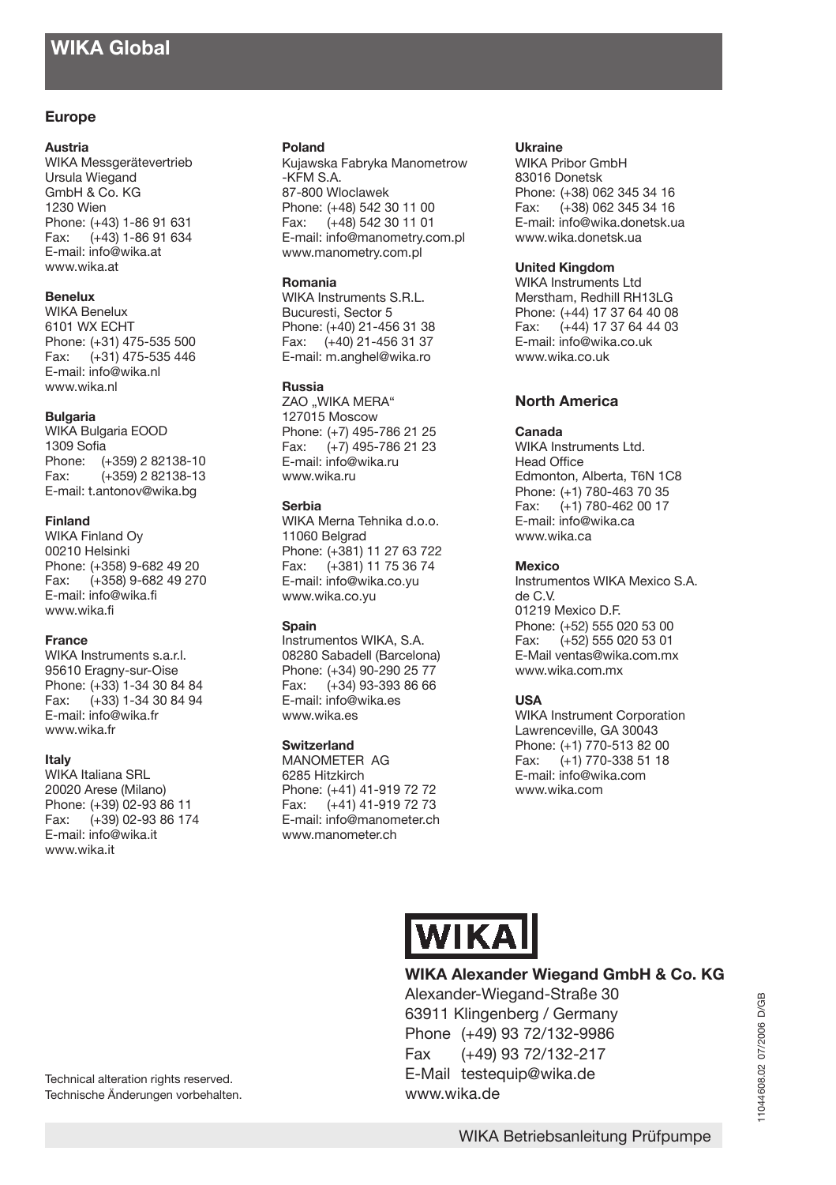# WIKA Global

## Europe

**Austria**
WIKA Messgerätevertrieb
Ursula Wiegand
GmbH & Co. KG
1230 Wien
Phone: (+43) 1-86 91 631
Fax: (+43) 1-86 91 634
E-mail: info@wika.at
www.wika.at

**Benelux**
WIKA Benelux
6101 WX ECHT
Phone: (+31) 475-535 500
Fax: (+31) 475-535 446
E-mail: info@wika.nl
www.wika.nl

**Bulgaria**
WIKA Bulgaria EOOD
1309 Sofia
Phone: (+359) 2 82138-10
Fax: (+359) 2 82138-13
E-mail: t.antonov@wika.bg

**Finland**
WIKA Finland Oy
00210 Helsinki
Phone: (+358) 9-682 49 20
Fax: (+358) 9-682 49 270
E-mail: info@wika.fi
www.wika.fi

**France**
WIKA Instruments s.a.r.l.
95610 Eragny-sur-Oise
Phone: (+33) 1-34 30 84 84
Fax: (+33) 1-34 30 84 94
E-mail: info@wika.fr
www.wika.fr

**Italy**
WIKA Italiana SRL
20020 Arese (Milano)
Phone: (+39) 02-93 86 11
Fax: (+39) 02-93 86 174
E-mail: info@wika.it
www.wika.it

**Poland**
Kujawska Fabryka Manometrow
-KFM S.A.
87-800 Wloclawek
Phone: (+48) 542 30 11 00
Fax: (+48) 542 30 11 01
E-mail: info@manometry.com.pl
www.manometry.com.pl

**Romania**
WIKA Instruments S.R.L.
Bucuresti, Sector 5
Phone: (+40) 21-456 31 38
Fax: (+40) 21-456 31 37
E-mail: m.anghel@wika.ro

**Russia**
ZAO „WIKA MERA“
127015 Moscow
Phone: (+7) 495-786 21 25
Fax: (+7) 495-786 21 23
E-mail: info@wika.ru
www.wika.ru

**Serbia**
WIKA Merna Tehnika d.o.o.
11060 Belgrad
Phone: (+381) 11 27 63 722
Fax: (+381) 11 75 36 74
E-mail: info@wika.co.yu
www.wika.co.yu

**Spain**
Instrumentos WIKA, S.A.
08280 Sabadell (Barcelona)
Phone: (+34) 90-290 25 77
Fax: (+34) 93-393 86 66
E-mail: info@wika.es
www.wika.es

**Switzerland**
MANOMETER AG
6285 Hitzkirch
Phone: (+41) 41-919 72 72
Fax: (+41) 41-919 72 73
E-mail: info@manometer.ch
www.manometer.ch

**Ukraine**
WIKA Pribor GmbH
83016 Donetsk
Phone: (+38) 062 345 34 16
Fax: (+38) 062 345 34 16
E-mail: info@wika.donetsk.ua
www.wika.donetsk.ua

**United Kingdom**
WIKA Instruments Ltd
Merstham, Redhill RH13LG
Phone: (+44) 17 37 64 40 08
Fax: (+44) 17 37 64 44 03
E-mail: info@wika.co.uk
www.wika.co.uk

## North America

**Canada**
WIKA Instruments Ltd.
Head Office
Edmonton, Alberta, T6N 1C8
Phone: (+1) 780-463 70 35
Fax: (+1) 780-462 00 17
E-mail: info@wika.ca
www.wika.ca

**Mexico**
Instrumentos WIKA Mexico S.A.
de C.V.
01219 Mexico D.F.
Phone: (+52) 555 020 53 00
Fax: (+52) 555 020 53 01
E-Mail ventas@wika.com.mx
www.wika.com.mx

**USA**
WIKA Instrument Corporation
Lawrenceville, GA 30043
Phone: (+1) 770-513 82 00
Fax: (+1) 770-338 51 18
E-mail: info@wika.com
www.wika.com

WIKA

**WIKA Alexander Wiegand GmbH & Co. KG**
Alexander-Wiegand-Straße 30
63911 Klingenberg / Germany
Phone (+49) 93 72/132-9986
Fax (+49) 93 72/132-217
E-Mail testequip@wika.de
www.wika.de

Technical alteration rights reserved.
Technische Änderungen vorbehalten.

11044608.02 07/2006 D/GB